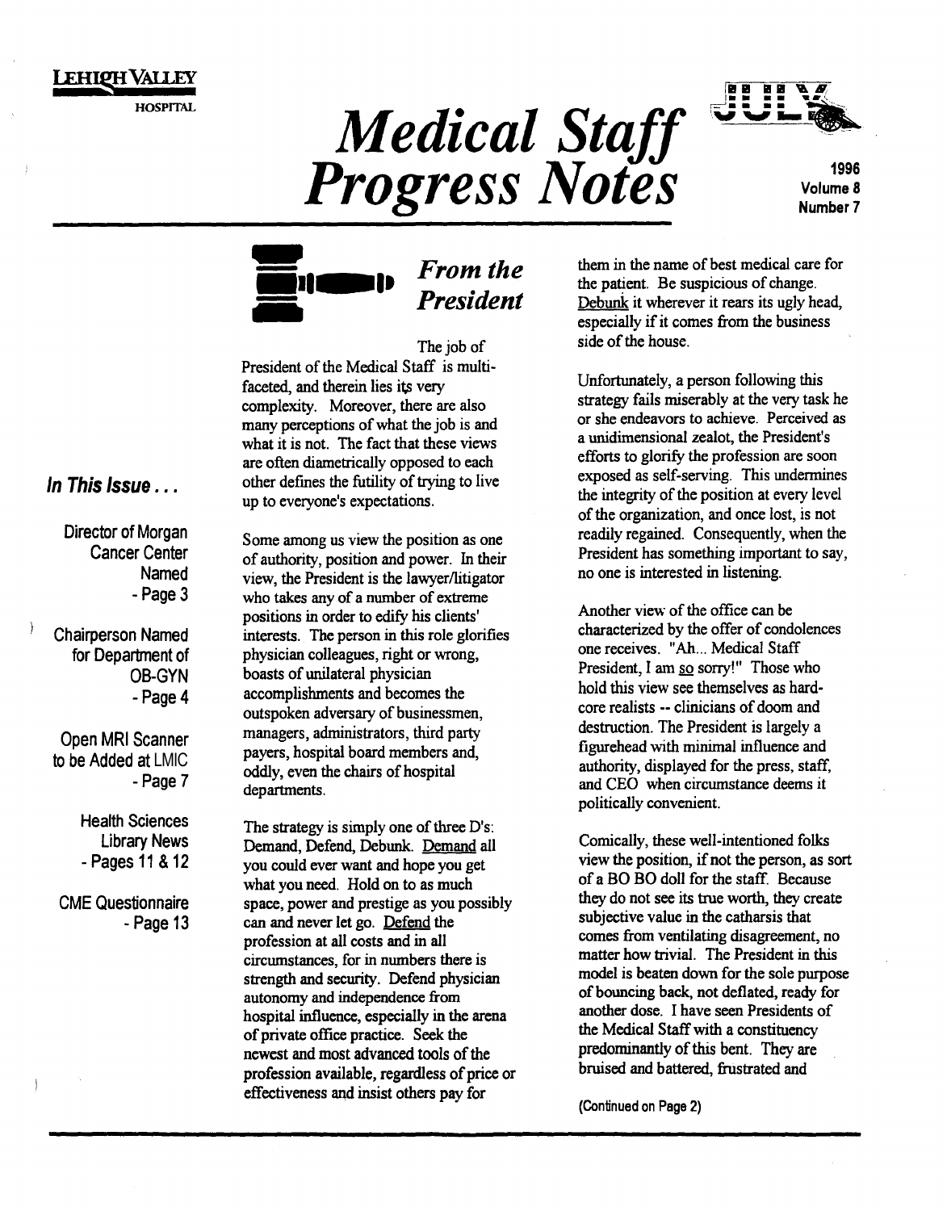LEHIGH VALLEY
HOSPITAL

# Medical Staff Progress Notes

JULY

1996
Volume 8
Number 7

## In This Issue . . .

Director of Morgan Cancer Center Named - Page 3

Chairperson Named for Department of OB-GYN - Page 4

Open MRI Scanner to be Added at LMIC - Page 7

Health Sciences Library News - Pages 11 & 12

CME Questionnaire - Page 13

## *From the President*

The job of President of the Medical Staff is multi-faceted, and therein lies its very complexity. Moreover, there are also many perceptions of what the job is and what it is not. The fact that these views are often diametrically opposed to each other defines the futility of trying to live up to everyone's expectations.

Some among us view the position as one of authority, position and power. In their view, the President is the lawyer/litigator who takes any of a number of extreme positions in order to edify his clients' interests. The person in this role glorifies physician colleagues, right or wrong, boasts of unilateral physician accomplishments and becomes the outspoken adversary of businessmen, managers, administrators, third party payers, hospital board members and, oddly, even the chairs of hospital departments.

The strategy is simply one of three D's: Demand, Defend, Debunk. Demand all you could ever want and hope you get what you need. Hold on to as much space, power and prestige as you possibly can and never let go. Defend the profession at all costs and in all circumstances, for in numbers there is strength and security. Defend physician autonomy and independence from hospital influence, especially in the arena of private office practice. Seek the newest and most advanced tools of the profession available, regardless of price or effectiveness and insist others pay for them in the name of best medical care for the patient. Be suspicious of change. Debunk it wherever it rears its ugly head, especially if it comes from the business side of the house.

Unfortunately, a person following this strategy fails miserably at the very task he or she endeavors to achieve. Perceived as a unidimensional zealot, the President's efforts to glorify the profession are soon exposed as self-serving. This undermines the integrity of the position at every level of the organization, and once lost, is not readily regained. Consequently, when the President has something important to say, no one is interested in listening.

Another view of the office can be characterized by the offer of condolences one receives. "Ah... Medical Staff President, I am so sorry!" Those who hold this view see themselves as hard-core realists -- clinicians of doom and destruction. The President is largely a figurehead with minimal influence and authority, displayed for the press, staff, and CEO when circumstance deems it politically convenient.

Comically, these well-intentioned folks view the position, if not the person, as sort of a BO BO doll for the staff. Because they do not see its true worth, they create subjective value in the catharsis that comes from ventilating disagreement, no matter how trivial. The President in this model is beaten down for the sole purpose of bouncing back, not deflated, ready for another dose. I have seen Presidents of the Medical Staff with a constituency predominantly of this bent. They are bruised and battered, frustrated and

(Continued on Page 2)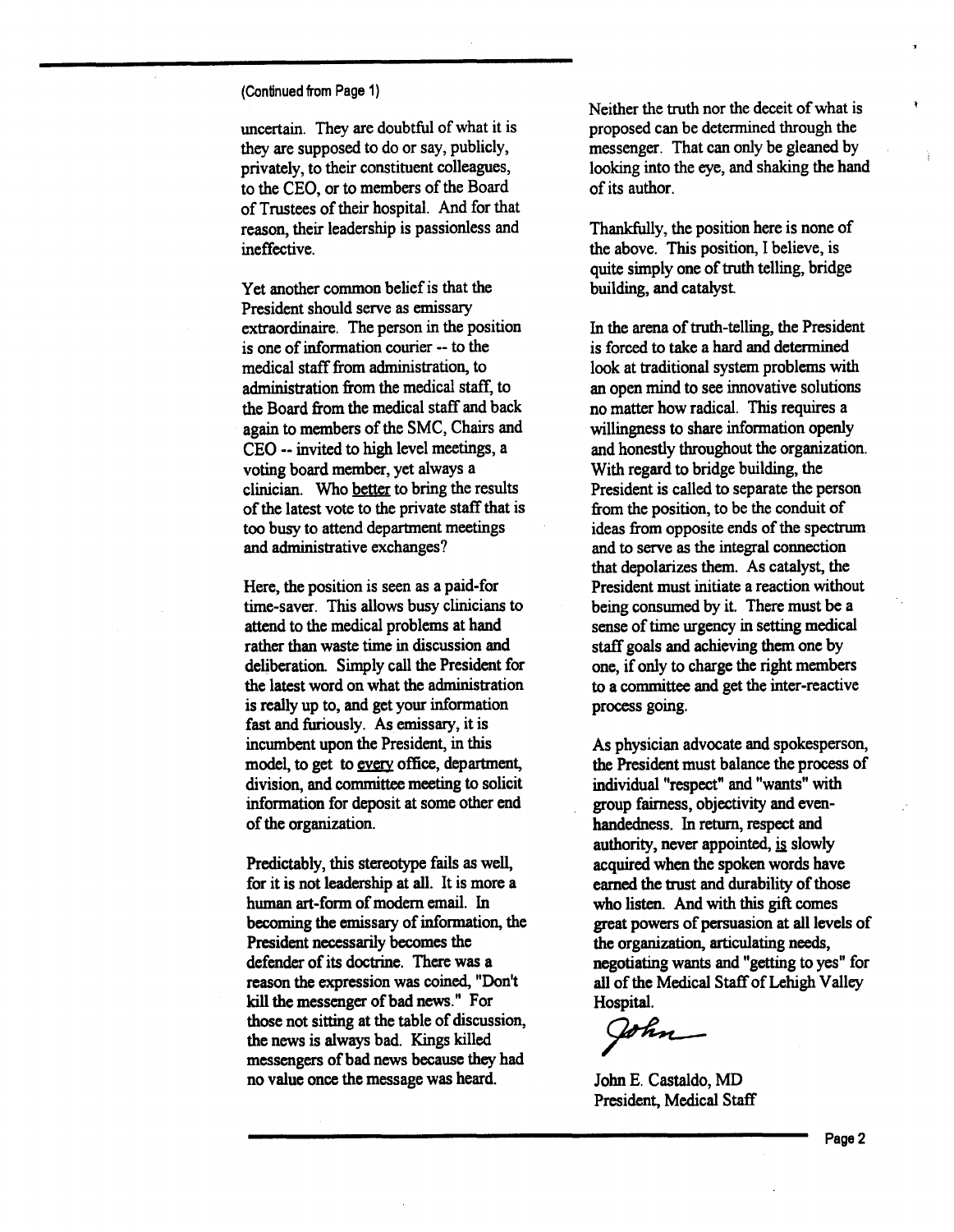(Continued from Page 1)

uncertain. They are doubtful of what it is they are supposed to do or say, publicly, privately, to their constituent colleagues, to the CEO, or to members of the Board of Trustees of their hospital. And for that reason, their leadership is passionless and ineffective.

Yet another common belief is that the President should serve as emissary extraordinaire. The person in the position is one of information courier -- to the medical staff from administration, to administration from the medical staff, to the Board from the medical staff and back again to members of the SMC, Chairs and CEO -- invited to high level meetings, a voting board member, yet always a clinician. Who <u>better</u> to bring the results of the latest vote to the private staff that is too busy to attend department meetings and administrative exchanges?

Here, the position is seen as a paid-for time-saver. This allows busy clinicians to attend to the medical problems at hand rather than waste time in discussion and deliberation. Simply call the President for the latest word on what the administration is really up to, and get your information fast and furiously. As emissary, it is incumbent upon the President, in this model, to get to <u>every</u> office, department, division, and committee meeting to solicit information for deposit at some other end of the organization.

Predictably, this stereotype fails as well, for it is not leadership at all. It is more a human art-form of modern email. In becoming the emissary of information, the President necessarily becomes the defender of its doctrine. There was a reason the expression was coined, "Don't kill the messenger of bad news." For those not sitting at the table of discussion, the news is always bad. Kings killed messengers of bad news because they had no value once the message was heard.

Neither the truth nor the deceit of what is proposed can be determined through the messenger. That can only be gleaned by looking into the eye, and shaking the hand of its author.

Thankfully, the position here is none of the above. This position, I believe, is quite simply one of truth telling, bridge building, and catalyst.

In the arena of truth-telling, the President is forced to take a hard and determined look at traditional system problems with an open mind to see innovative solutions no matter how radical. This requires a willingness to share information openly and honestly throughout the organization. With regard to bridge building, the President is called to separate the person from the position, to be the conduit of ideas from opposite ends of the spectrum and to serve as the integral connection that depolarizes them. As catalyst, the President must initiate a reaction without being consumed by it. There must be a sense of time urgency in setting medical staff goals and achieving them one by one, if only to charge the right members to a committee and get the inter-reactive process going.

As physician advocate and spokesperson, the President must balance the process of individual "respect" and "wants" with group fairness, objectivity and even-handedness. In return, respect and authority, never appointed, <u>is</u> slowly acquired when the spoken words have earned the trust and durability of those who listen. And with this gift comes great powers of persuasion at all levels of the organization, articulating needs, negotiating wants and "getting to yes" for all of the Medical Staff of Lehigh Valley Hospital.

*John*

John E. Castaldo, MD
President, Medical Staff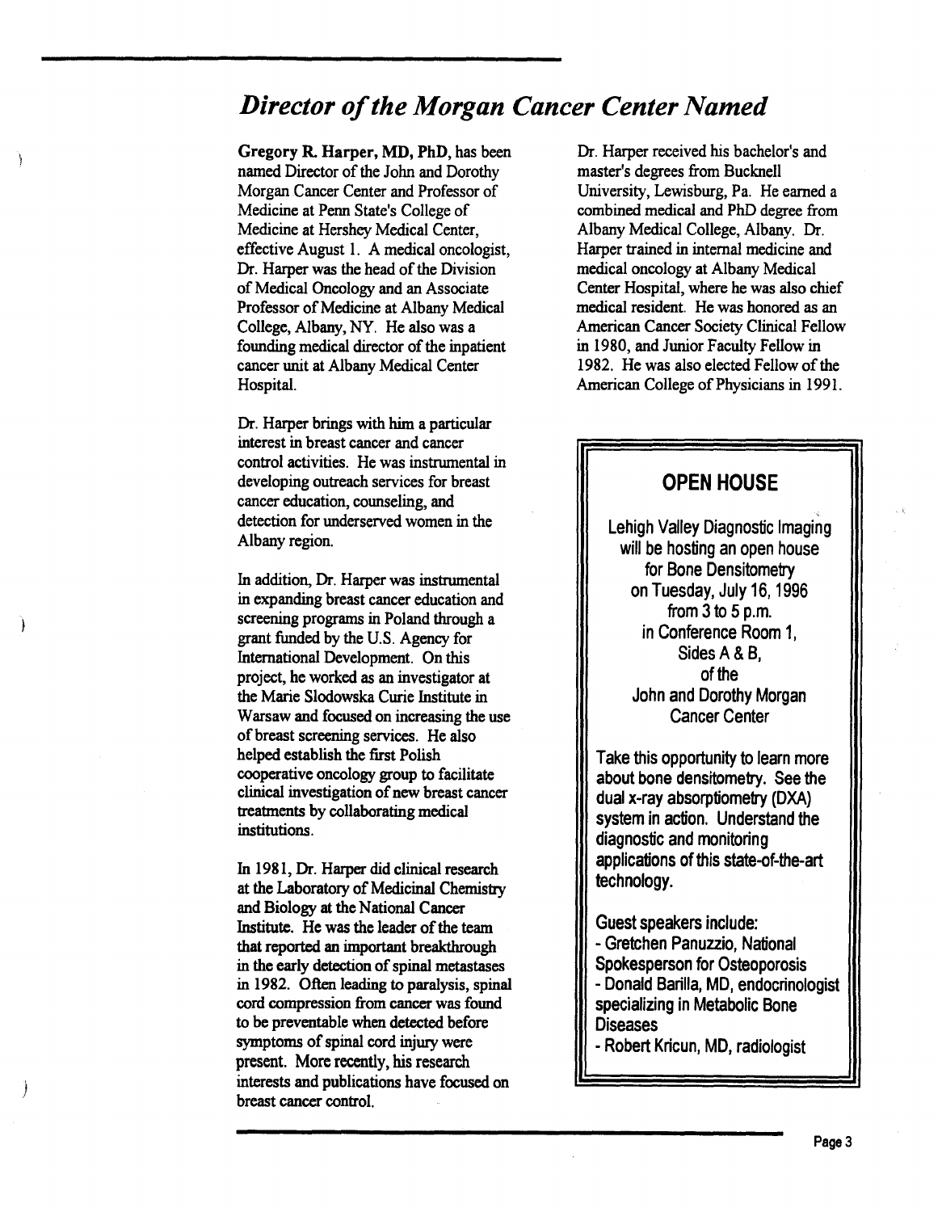## *Director of the Morgan Cancer Center Named*

**Gregory R. Harper, MD, PhD,** has been named Director of the John and Dorothy Morgan Cancer Center and Professor of Medicine at Penn State's College of Medicine at Hershey Medical Center, effective August 1. A medical oncologist, Dr. Harper was the head of the Division of Medical Oncology and an Associate Professor of Medicine at Albany Medical College, Albany, NY. He also was a founding medical director of the inpatient cancer unit at Albany Medical Center Hospital.

Dr. Harper brings with him a particular interest in breast cancer and cancer control activities. He was instrumental in developing outreach services for breast cancer education, counseling, and detection for underserved women in the Albany region.

In addition, Dr. Harper was instrumental in expanding breast cancer education and screening programs in Poland through a grant funded by the U.S. Agency for International Development. On this project, he worked as an investigator at the Marie Slodowska Curie Institute in Warsaw and focused on increasing the use of breast screening services. He also helped establish the first Polish cooperative oncology group to facilitate clinical investigation of new breast cancer treatments by collaborating medical institutions.

In 1981, Dr. Harper did clinical research at the Laboratory of Medicinal Chemistry and Biology at the National Cancer Institute. He was the leader of the team that reported an important breakthrough in the early detection of spinal metastases in 1982. Often leading to paralysis, spinal cord compression from cancer was found to be preventable when detected before symptoms of spinal cord injury were present. More recently, his research interests and publications have focused on breast cancer control.

Dr. Harper received his bachelor's and master's degrees from Bucknell University, Lewisburg, Pa. He earned a combined medical and PhD degree from Albany Medical College, Albany. Dr. Harper trained in internal medicine and medical oncology at Albany Medical Center Hospital, where he was also chief medical resident. He was honored as an American Cancer Society Clinical Fellow in 1980, and Junior Faculty Fellow in 1982. He was also elected Fellow of the American College of Physicians in 1991.

### OPEN HOUSE

Lehigh Valley Diagnostic Imaging will be hosting an open house for Bone Densitometry on Tuesday, July 16, 1996 from 3 to 5 p.m. in Conference Room 1, Sides A & B, of the John and Dorothy Morgan Cancer Center

Take this opportunity to learn more about bone densitometry. See the dual x-ray absorptiometry (DXA) system in action. Understand the diagnostic and monitoring applications of this state-of-the-art technology.

Guest speakers include:

- Gretchen Panuzzio, National Spokesperson for Osteoporosis
- Donald Barilla, MD, endocrinologist specializing in Metabolic Bone Diseases
- Robert Kricun, MD, radiologist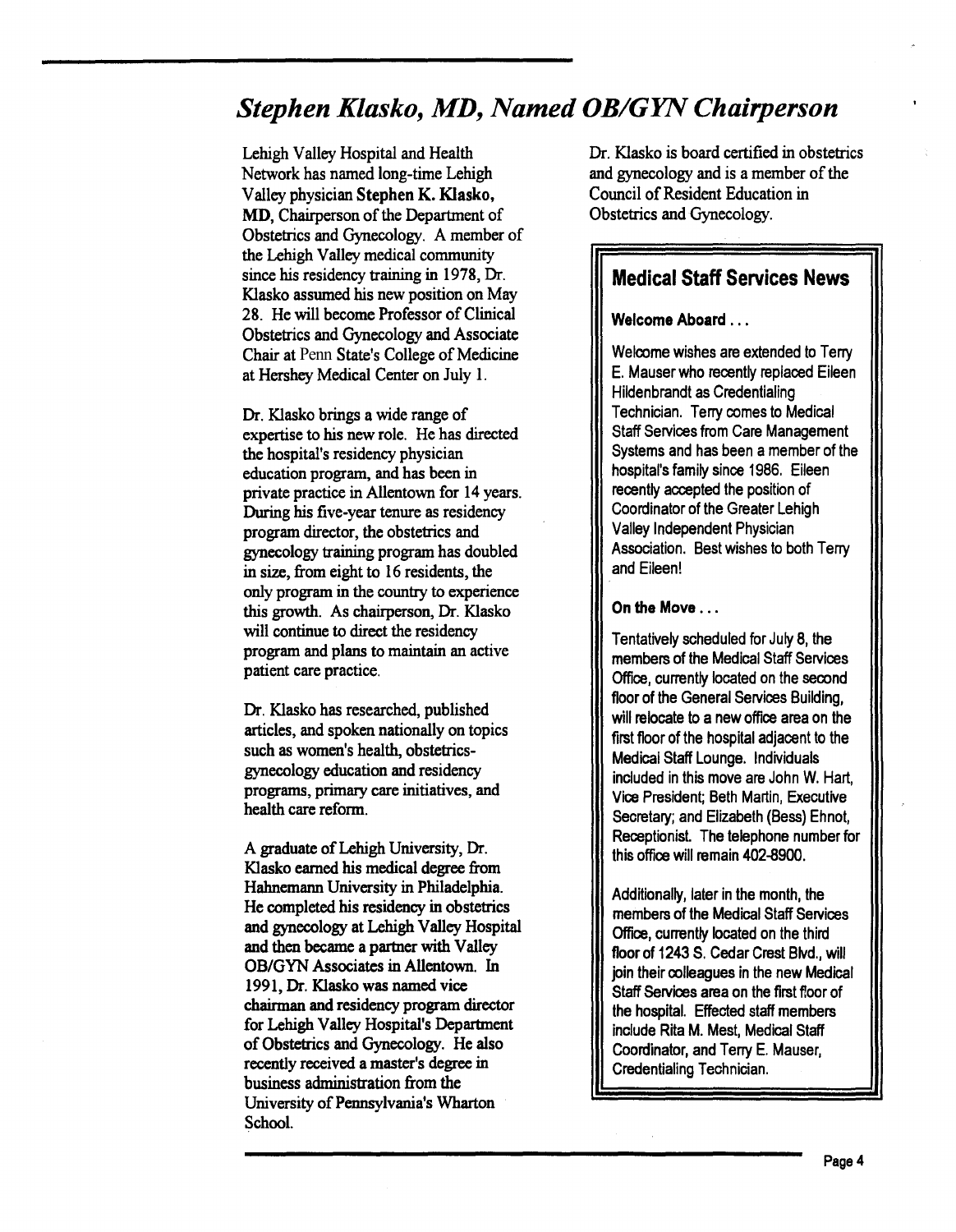## *Stephen Klasko, MD, Named OB/GYN Chairperson*

Lehigh Valley Hospital and Health Network has named long-time Lehigh Valley physician **Stephen K. Klasko, MD**, Chairperson of the Department of Obstetrics and Gynecology. A member of the Lehigh Valley medical community since his residency training in 1978, Dr. Klasko assumed his new position on May 28. He will become Professor of Clinical Obstetrics and Gynecology and Associate Chair at Penn State's College of Medicine at Hershey Medical Center on July 1.

Dr. Klasko brings a wide range of expertise to his new role. He has directed the hospital's residency physician education program, and has been in private practice in Allentown for 14 years. During his five-year tenure as residency program director, the obstetrics and gynecology training program has doubled in size, from eight to 16 residents, the only program in the country to experience this growth. As chairperson, Dr. Klasko will continue to direct the residency program and plans to maintain an active patient care practice.

Dr. Klasko has researched, published articles, and spoken nationally on topics such as women's health, obstetrics-gynecology education and residency programs, primary care initiatives, and health care reform.

A graduate of Lehigh University, Dr. Klasko earned his medical degree from Hahnemann University in Philadelphia. He completed his residency in obstetrics and gynecology at Lehigh Valley Hospital and then became a partner with Valley OB/GYN Associates in Allentown. In 1991, Dr. Klasko was named vice chairman and residency program director for Lehigh Valley Hospital's Department of Obstetrics and Gynecology. He also recently received a master's degree in business administration from the University of Pennsylvania's Wharton School.

Dr. Klasko is board certified in obstetrics and gynecology and is a member of the Council of Resident Education in Obstetrics and Gynecology.

## Medical Staff Services News

**Welcome Aboard . . .**

Welcome wishes are extended to Terry E. Mauser who recently replaced Eileen Hildenbrandt as Credentialing Technician. Terry comes to Medical Staff Services from Care Management Systems and has been a member of the hospital's family since 1986. Eileen recently accepted the position of Coordinator of the Greater Lehigh Valley Independent Physician Association. Best wishes to both Terry and Eileen!

**On the Move . . .**

Tentatively scheduled for July 8, the members of the Medical Staff Services Office, currently located on the second floor of the General Services Building, will relocate to a new office area on the first floor of the hospital adjacent to the Medical Staff Lounge. Individuals included in this move are John W. Hart, Vice President; Beth Martin, Executive Secretary; and Elizabeth (Bess) Ehnot, Receptionist. The telephone number for this office will remain 402-8900.

Additionally, later in the month, the members of the Medical Staff Services Office, currently located on the third floor of 1243 S. Cedar Crest Blvd., will join their colleagues in the new Medical Staff Services area on the first floor of the hospital. Effected staff members include Rita M. Mest, Medical Staff Coordinator, and Terry E. Mauser, Credentialing Technician.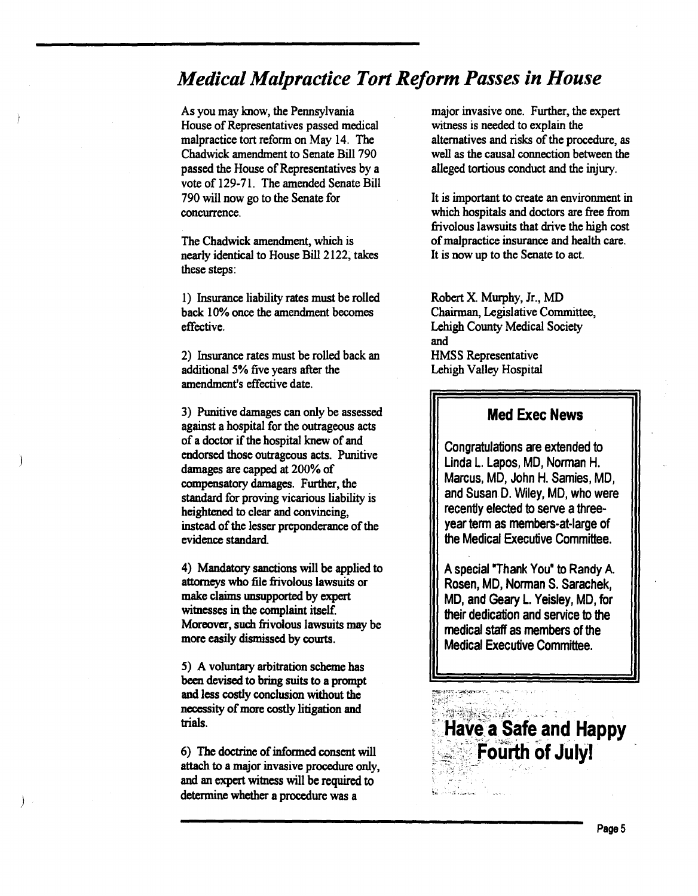# *Medical Malpractice Tort Reform Passes in House*

As you may know, the Pennsylvania House of Representatives passed medical malpractice tort reform on May 14. The Chadwick amendment to Senate Bill 790 passed the House of Representatives by a vote of 129-71. The amended Senate Bill 790 will now go to the Senate for concurrence.

The Chadwick amendment, which is nearly identical to House Bill 2122, takes these steps:

1) Insurance liability rates must be rolled back 10% once the amendment becomes effective.

2) Insurance rates must be rolled back an additional 5% five years after the amendment's effective date.

3) Punitive damages can only be assessed against a hospital for the outrageous acts of a doctor if the hospital knew of and endorsed those outrageous acts. Punitive damages are capped at 200% of compensatory damages. Further, the standard for proving vicarious liability is heightened to clear and convincing, instead of the lesser preponderance of the evidence standard.

4) Mandatory sanctions will be applied to attorneys who file frivolous lawsuits or make claims unsupported by expert witnesses in the complaint itself. Moreover, such frivolous lawsuits may be more easily dismissed by courts.

5) A voluntary arbitration scheme has been devised to bring suits to a prompt and less costly conclusion without the necessity of more costly litigation and trials.

6) The doctrine of informed consent will attach to a major invasive procedure only, and an expert witness will be required to determine whether a procedure was a major invasive one. Further, the expert witness is needed to explain the alternatives and risks of the procedure, as well as the causal connection between the alleged tortious conduct and the injury.

It is important to create an environment in which hospitals and doctors are free from frivolous lawsuits that drive the high cost of malpractice insurance and health care. It is now up to the Senate to act.

Robert X. Murphy, Jr., MD
Chairman, Legislative Committee,
Lehigh County Medical Society
and
HMSS Representative
Lehigh Valley Hospital

## Med Exec News

Congratulations are extended to Linda L. Lapos, MD, Norman H. Marcus, MD, John H. Samies, MD, and Susan D. Wiley, MD, who were recently elected to serve a three-year term as members-at-large of the Medical Executive Committee.

A special "Thank You" to Randy A. Rosen, MD, Norman S. Sarachek, MD, and Geary L. Yeisley, MD, for their dedication and service to the medical staff as members of the Medical Executive Committee.

**Have a Safe and Happy Fourth of July!**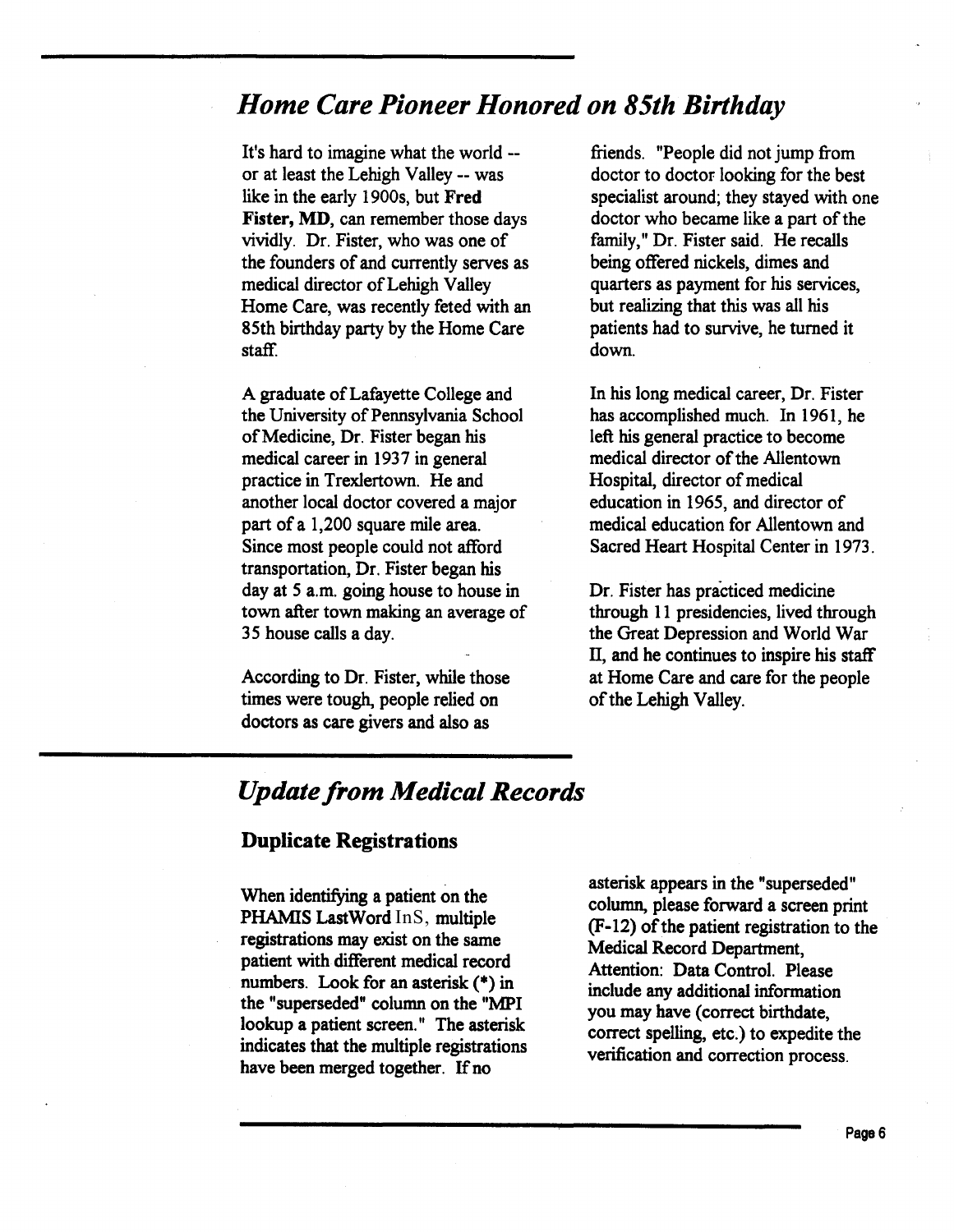## *Home Care Pioneer Honored on 85th Birthday*

It's hard to imagine what the world -- or at least the Lehigh Valley -- was like in the early 1900s, but **Fred Fister, MD**, can remember those days vividly. Dr. Fister, who was one of the founders of and currently serves as medical director of Lehigh Valley Home Care, was recently feted with an 85th birthday party by the Home Care staff.

A graduate of Lafayette College and the University of Pennsylvania School of Medicine, Dr. Fister began his medical career in 1937 in general practice in Trexlertown. He and another local doctor covered a major part of a 1,200 square mile area. Since most people could not afford transportation, Dr. Fister began his day at 5 a.m. going house to house in town after town making an average of 35 house calls a day.

According to Dr. Fister, while those times were tough, people relied on doctors as care givers and also as friends. "People did not jump from doctor to doctor looking for the best specialist around; they stayed with one doctor who became like a part of the family," Dr. Fister said. He recalls being offered nickels, dimes and quarters as payment for his services, but realizing that this was all his patients had to survive, he turned it down.

In his long medical career, Dr. Fister has accomplished much. In 1961, he left his general practice to become medical director of the Allentown Hospital, director of medical education in 1965, and director of medical education for Allentown and Sacred Heart Hospital Center in 1973.

Dr. Fister has practiced medicine through 11 presidencies, lived through the Great Depression and World War II, and he continues to inspire his staff at Home Care and care for the people of the Lehigh Valley.

## *Update from Medical Records*

### Duplicate Registrations

When identifying a patient on the PHAMIS LastWord InS, multiple registrations may exist on the same patient with different medical record numbers. Look for an asterisk (*) in the "superseded" column on the "MPI lookup a patient screen." The asterisk indicates that the multiple registrations have been merged together. If no asterisk appears in the "superseded" column, please forward a screen print (F-12) of the patient registration to the Medical Record Department, Attention: Data Control. Please include any additional information you may have (correct birthdate, correct spelling, etc.) to expedite the verification and correction process.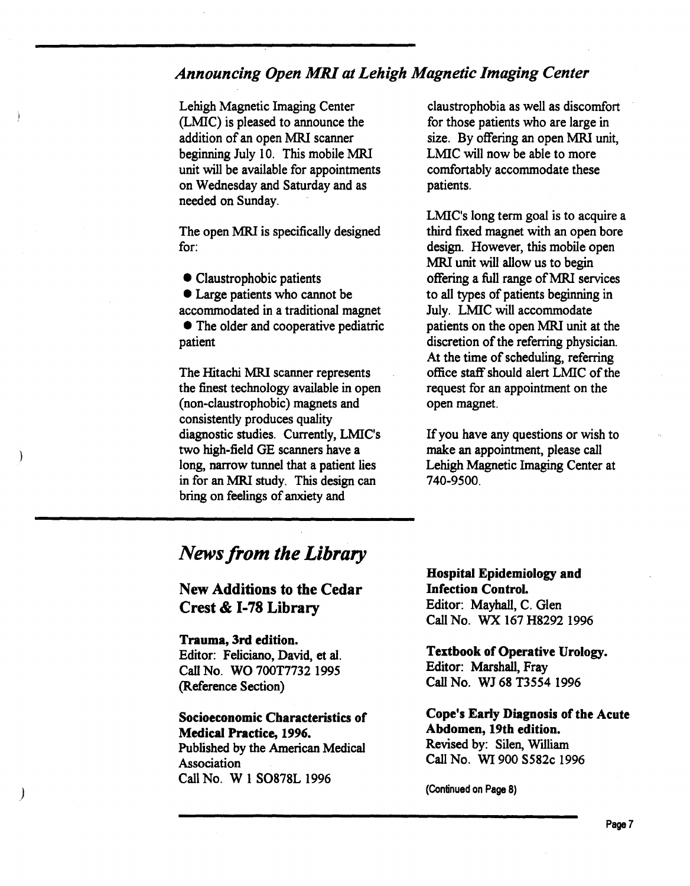## *Announcing Open MRI at Lehigh Magnetic Imaging Center*

Lehigh Magnetic Imaging Center (LMIC) is pleased to announce the addition of an open MRI scanner beginning July 10. This mobile MRI unit will be available for appointments on Wednesday and Saturday and as needed on Sunday.

The open MRI is specifically designed for:

- Claustrophobic patients
- Large patients who cannot be accommodated in a traditional magnet
- The older and cooperative pediatric patient

The Hitachi MRI scanner represents the finest technology available in open (non-claustrophobic) magnets and consistently produces quality diagnostic studies. Currently, LMIC's two high-field GE scanners have a long, narrow tunnel that a patient lies in for an MRI study. This design can bring on feelings of anxiety and claustrophobia as well as discomfort for those patients who are large in size. By offering an open MRI unit, LMIC will now be able to more comfortably accommodate these patients.

LMIC's long term goal is to acquire a third fixed magnet with an open bore design. However, this mobile open MRI unit will allow us to begin offering a full range of MRI services to all types of patients beginning in July. LMIC will accommodate patients on the open MRI unit at the discretion of the referring physician. At the time of scheduling, referring office staff should alert LMIC of the request for an appointment on the open magnet.

If you have any questions or wish to make an appointment, please call Lehigh Magnetic Imaging Center at 740-9500.

## *News from the Library*

### New Additions to the Cedar Crest & I-78 Library

**Trauma, 3rd edition.**
Editor: Feliciano, David, et al.
Call No. WO 700T7732 1995
(Reference Section)

**Socioeconomic Characteristics of Medical Practice, 1996.**
Published by the American Medical Association
Call No. W 1 SO878L 1996

**Hospital Epidemiology and Infection Control.**
Editor: Mayhall, C. Glen
Call No. WX 167 H8292 1996

**Textbook of Operative Urology.**
Editor: Marshall, Fray
Call No. WJ 68 T3554 1996

**Cope's Early Diagnosis of the Acute Abdomen, 19th edition.**
Revised by: Silen, William
Call No. WI 900 S582c 1996

(Continued on Page 8)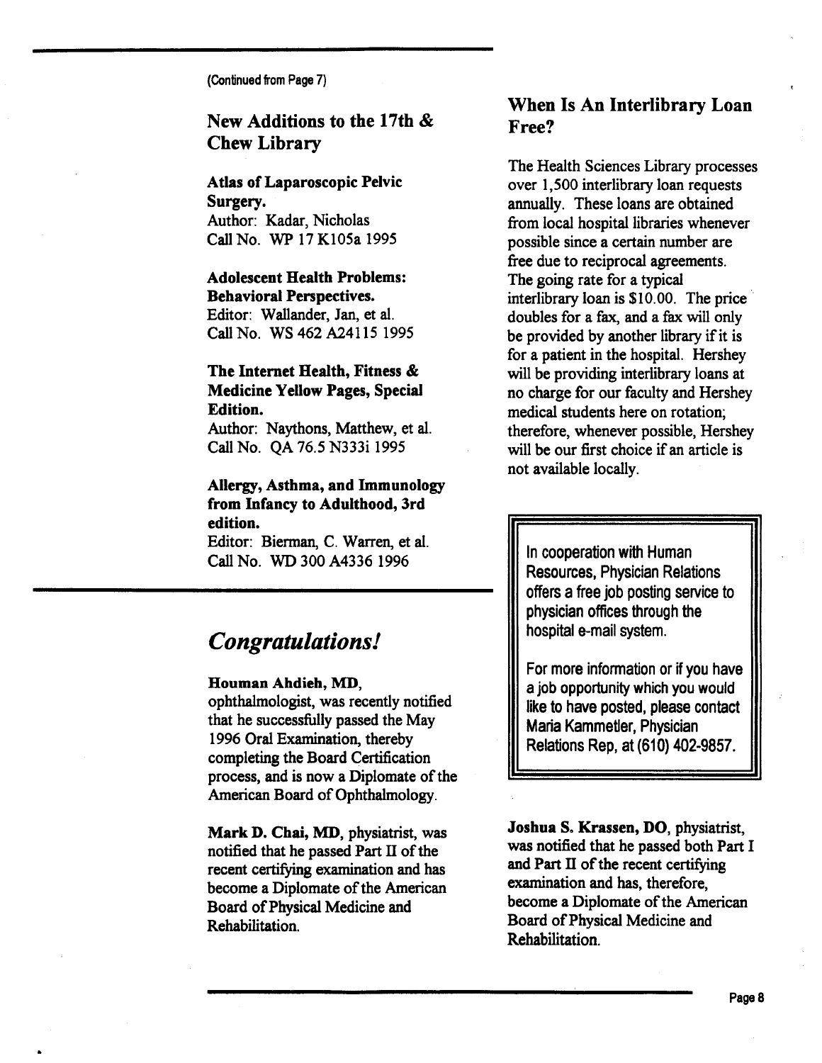(Continued from Page 7)

## New Additions to the 17th & Chew Library

**Atlas of Laparoscopic Pelvic Surgery.**
Author: Kadar, Nicholas
Call No. WP 17 K105a 1995

**Adolescent Health Problems: Behavioral Perspectives.**
Editor: Wallander, Jan, et al.
Call No. WS 462 A24115 1995

**The Internet Health, Fitness & Medicine Yellow Pages, Special Edition.**
Author: Naythons, Matthew, et al.
Call No. QA 76.5 N333i 1995

**Allergy, Asthma, and Immunology from Infancy to Adulthood, 3rd edition.**
Editor: Bierman, C. Warren, et al.
Call No. WD 300 A4336 1996

## *Congratulations!*

**Houman Ahdieh, MD**, ophthalmologist, was recently notified that he successfully passed the May 1996 Oral Examination, thereby completing the Board Certification process, and is now a Diplomate of the American Board of Ophthalmology.

**Mark D. Chai, MD**, physiatrist, was notified that he passed Part II of the recent certifying examination and has become a Diplomate of the American Board of Physical Medicine and Rehabilitation.

**Joshua S. Krassen, DO**, physiatrist, was notified that he passed both Part I and Part II of the recent certifying examination and has, therefore, become a Diplomate of the American Board of Physical Medicine and Rehabilitation.

## When Is An Interlibrary Loan Free?

The Health Sciences Library processes over 1,500 interlibrary loan requests annually. These loans are obtained from local hospital libraries whenever possible since a certain number are free due to reciprocal agreements. The going rate for a typical interlibrary loan is $10.00. The price doubles for a fax, and a fax will only be provided by another library if it is for a patient in the hospital. Hershey will be providing interlibrary loans at no charge for our faculty and Hershey medical students here on rotation; therefore, whenever possible, Hershey will be our first choice if an article is not available locally.

In cooperation with Human Resources, Physician Relations offers a free job posting service to physician offices through the hospital e-mail system.

For more information or if you have a job opportunity which you would like to have posted, please contact Maria Kammetler, Physician Relations Rep, at (610) 402-9857.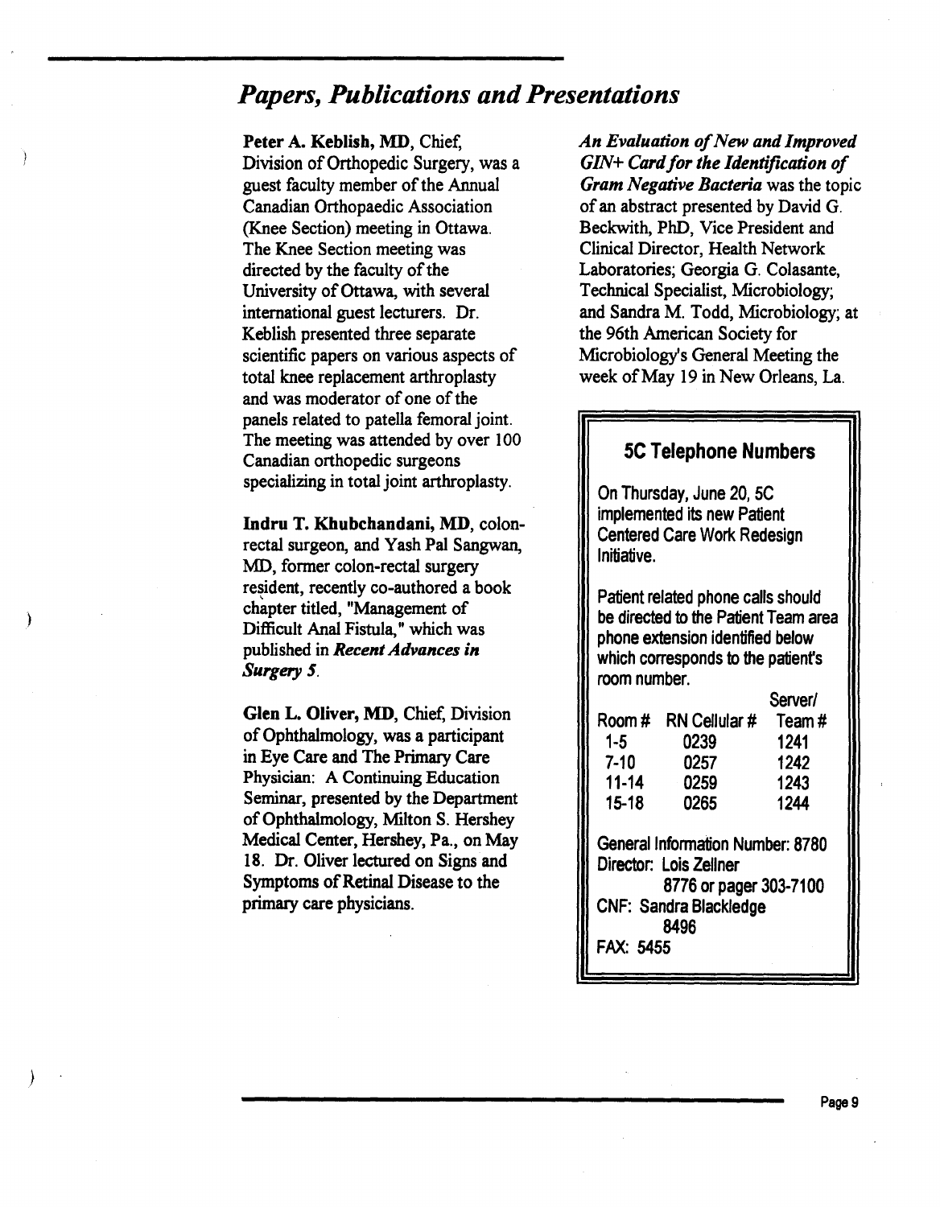## *Papers, Publications and Presentations*

**Peter A. Keblish, MD**, Chief, Division of Orthopedic Surgery, was a guest faculty member of the Annual Canadian Orthopaedic Association (Knee Section) meeting in Ottawa. The Knee Section meeting was directed by the faculty of the University of Ottawa, with several international guest lecturers. Dr. Keblish presented three separate scientific papers on various aspects of total knee replacement arthroplasty and was moderator of one of the panels related to patella femoral joint. The meeting was attended by over 100 Canadian orthopedic surgeons specializing in total joint arthroplasty.

**Indru T. Khubchandani, MD**, colon-rectal surgeon, and Yash Pal Sangwan, MD, former colon-rectal surgery resident, recently co-authored a book chapter titled, "Management of Difficult Anal Fistula," which was published in ***Recent Advances in Surgery 5***.

**Glen L. Oliver, MD**, Chief, Division of Ophthalmology, was a participant in Eye Care and The Primary Care Physician: A Continuing Education Seminar, presented by the Department of Ophthalmology, Milton S. Hershey Medical Center, Hershey, Pa., on May 18. Dr. Oliver lectured on Signs and Symptoms of Retinal Disease to the primary care physicians.

***An Evaluation of New and Improved GIN+ Card for the Identification of Gram Negative Bacteria*** was the topic of an abstract presented by David G. Beckwith, PhD, Vice President and Clinical Director, Health Network Laboratories; Georgia G. Colasante, Technical Specialist, Microbiology; and Sandra M. Todd, Microbiology; at the 96th American Society for Microbiology's General Meeting the week of May 19 in New Orleans, La.

### 5C Telephone Numbers

On Thursday, June 20, 5C implemented its new Patient Centered Care Work Redesign Initiative.

Patient related phone calls should be directed to the Patient Team area phone extension identified below which corresponds to the patient's room number.

| Room # | RN Cellular # | Server/ Team # |
|---|---|---|
| 1-5 | 0239 | 1241 |
| 7-10 | 0257 | 1242 |
| 11-14 | 0259 | 1243 |
| 15-18 | 0265 | 1244 |

General Information Number: 8780
Director: Lois Zellner
8776 or pager 303-7100
CNF: Sandra Blackledge
8496
FAX: 5455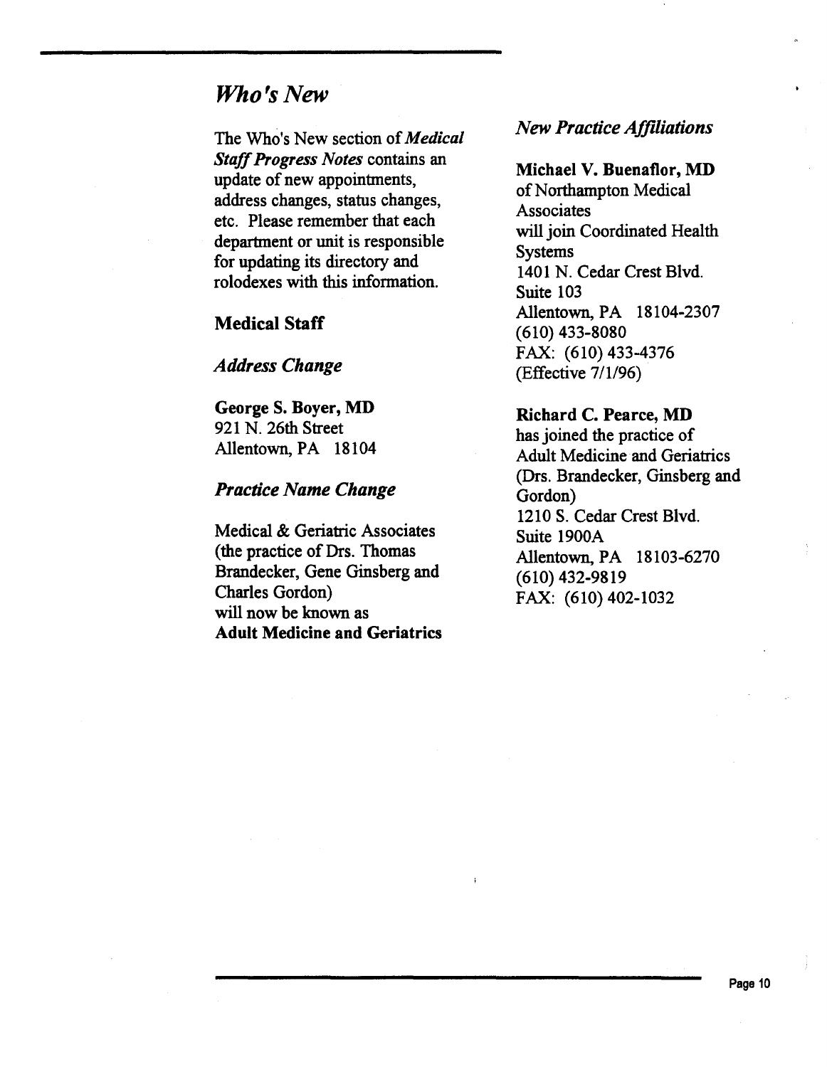## *Who's New*

The Who's New section of *Medical Staff Progress Notes* contains an update of new appointments, address changes, status changes, etc. Please remember that each department or unit is responsible for updating its directory and rolodexes with this information.

### Medical Staff

#### *Address Change*

**George S. Boyer, MD**
921 N. 26th Street
Allentown, PA 18104

#### *Practice Name Change*

Medical & Geriatric Associates
(the practice of Drs. Thomas Brandecker, Gene Ginsberg and Charles Gordon)
will now be known as
**Adult Medicine and Geriatrics**

#### *New Practice Affiliations*

**Michael V. Buenaflor, MD**
of Northampton Medical Associates
will join Coordinated Health Systems
1401 N. Cedar Crest Blvd.
Suite 103
Allentown, PA 18104-2307
(610) 433-8080
FAX: (610) 433-4376
(Effective 7/1/96)

**Richard C. Pearce, MD**
has joined the practice of Adult Medicine and Geriatrics
(Drs. Brandecker, Ginsberg and Gordon)
1210 S. Cedar Crest Blvd.
Suite 1900A
Allentown, PA 18103-6270
(610) 432-9819
FAX: (610) 402-1032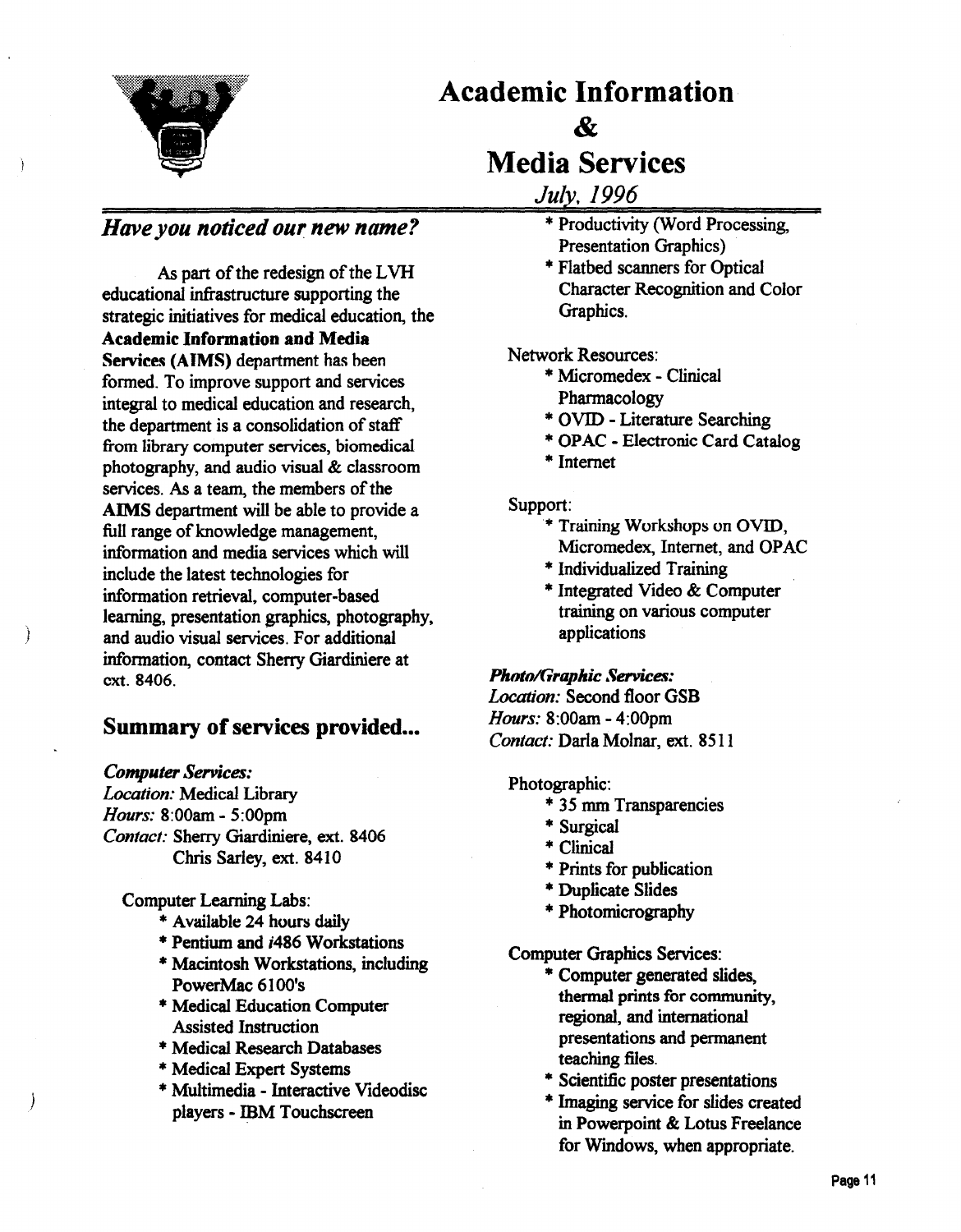# Academic Information & Media Services

*July, 1996*

## *Have you noticed our new name?*

As part of the redesign of the LVH educational infrastructure supporting the strategic initiatives for medical education, the **Academic Information and Media Services (AIMS)** department has been formed. To improve support and services integral to medical education and research, the department is a consolidation of staff from library computer services, biomedical photography, and audio visual & classroom services. As a team, the members of the **AIMS** department will be able to provide a full range of knowledge management, information and media services which will include the latest technologies for information retrieval, computer-based learning, presentation graphics, photography, and audio visual services. For additional information, contact Sherry Giardiniere at ext. 8406.

## Summary of services provided...

***Computer Services:***
*Location:* Medical Library
*Hours:* 8:00am - 5:00pm
*Contact:* Sherry Giardiniere, ext. 8406
Chris Sarley, ext. 8410

Computer Learning Labs:

- Available 24 hours daily
- Pentium and *i*486 Workstations
- Macintosh Workstations, including PowerMac 6100's
- Medical Education Computer Assisted Instruction
- Medical Research Databases
- Medical Expert Systems
- Multimedia - Interactive Videodisc players - IBM Touchscreen
- Productivity (Word Processing, Presentation Graphics)
- Flatbed scanners for Optical Character Recognition and Color Graphics.

Network Resources:

- Micromedex - Clinical Pharmacology
- OVID - Literature Searching
- OPAC - Electronic Card Catalog
- Internet

Support:

- Training Workshops on OVID, Micromedex, Internet, and OPAC
- Individualized Training
- Integrated Video & Computer training on various computer applications

***Photo/Graphic Services:***
*Location:* Second floor GSB
*Hours:* 8:00am - 4:00pm
*Contact:* Darla Molnar, ext. 8511

Photographic:

- 35 mm Transparencies
- Surgical
- Clinical
- Prints for publication
- Duplicate Slides
- Photomicrography

Computer Graphics Services:

- Computer generated slides, thermal prints for community, regional, and international presentations and permanent teaching files.
- Scientific poster presentations
- Imaging service for slides created in Powerpoint & Lotus Freelance for Windows, when appropriate.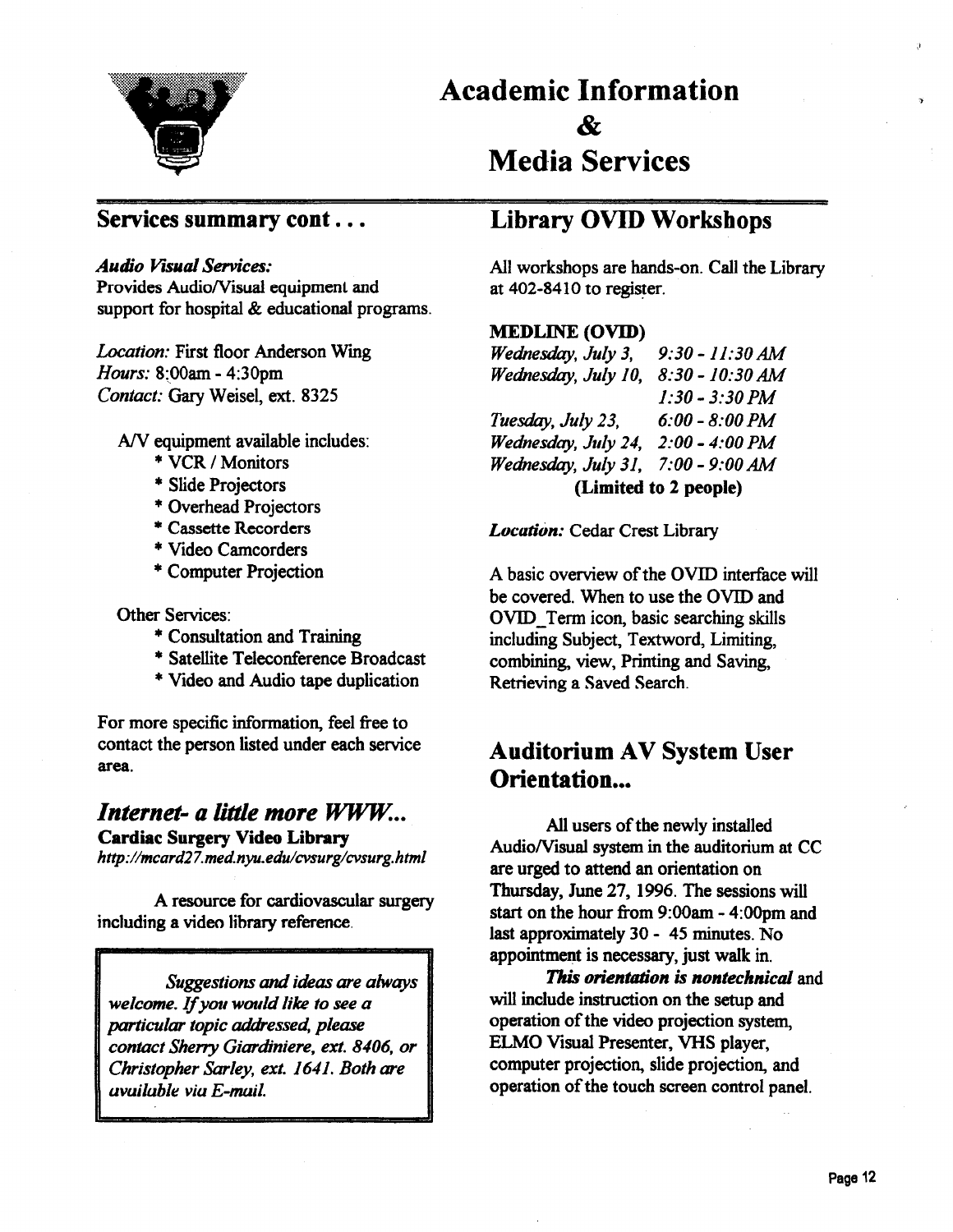# Academic Information & Media Services

## Services summary cont . . .

***Audio Visual Services:***
Provides Audio/Visual equipment and support for hospital & educational programs.

*Location:* First floor Anderson Wing
*Hours:* 8:00am - 4:30pm
*Contact:* Gary Weisel, ext. 8325

A/V equipment available includes:

* VCR / Monitors
* Slide Projectors
* Overhead Projectors
* Cassette Recorders
* Video Camcorders
* Computer Projection

Other Services:

* Consultation and Training
* Satellite Teleconference Broadcast
* Video and Audio tape duplication

For more specific information, feel free to contact the person listed under each service area.

## *Internet- a little more WWW...*

**Cardiac Surgery Video Library**
*http://mcard27.med.nyu.edu/cvsurg/cvsurg.html*

A resource for cardiovascular surgery including a video library reference.

> *Suggestions and ideas are always welcome. If you would like to see a particular topic addressed, please contact Sherry Giardiniere, ext. 8406, or Christopher Sarley, ext. 1641. Both are available via E-mail.*

## Library OVID Workshops

All workshops are hands-on. Call the Library at 402-8410 to register.

**MEDLINE (OVID)**

| | |
|---|---|
| *Wednesday, July 3,* | *9:30 - 11:30 AM* |
| *Wednesday, July 10,* | *8:30 - 10:30 AM* |
| | *1:30 - 3:30 PM* |
| *Tuesday, July 23,* | *6:00 - 8:00 PM* |
| *Wednesday, July 24,* | *2:00 - 4:00 PM* |
| *Wednesday, July 31,* | *7:00 - 9:00 AM* |

**(Limited to 2 people)**

***Location:*** Cedar Crest Library

A basic overview of the OVID interface will be covered. When to use the OVID and OVID_Term icon, basic searching skills including Subject, Textword, Limiting, combining, view, Printing and Saving, Retrieving a Saved Search.

## Auditorium AV System User Orientation...

All users of the newly installed Audio/Visual system in the auditorium at CC are urged to attend an orientation on Thursday, June 27, 1996. The sessions will start on the hour from 9:00am - 4:00pm and last approximately 30 - 45 minutes. No appointment is necessary, just walk in.

***This orientation is nontechnical*** and will include instruction on the setup and operation of the video projection system, ELMO Visual Presenter, VHS player, computer projection, slide projection, and operation of the touch screen control panel.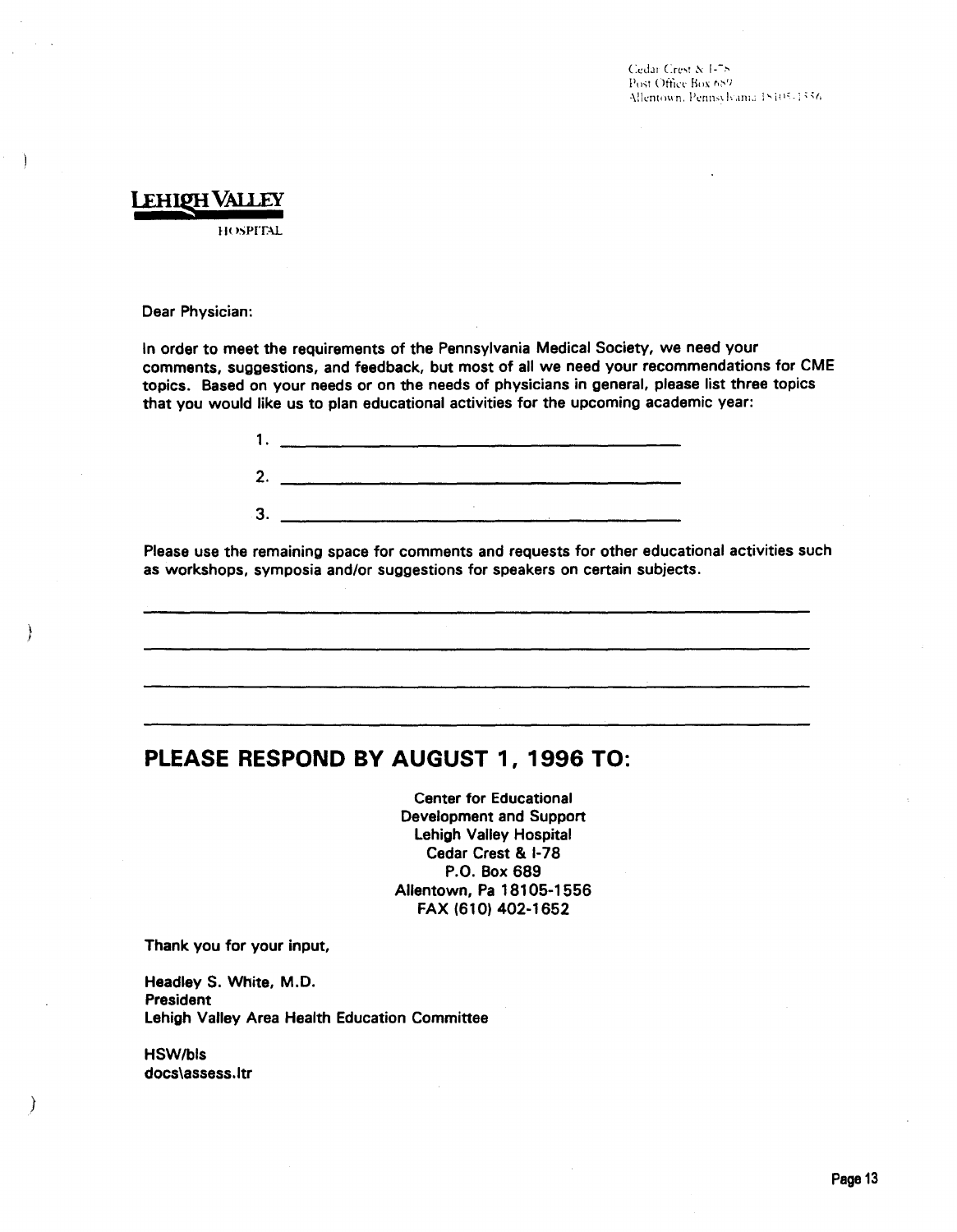Cedar Crest & I-78
Post Office Box 689
Allentown, Pennsylvania 18105-1556

**LEHIGH VALLEY**
HOSPITAL

Dear Physician:

In order to meet the requirements of the Pennsylvania Medical Society, we need your comments, suggestions, and feedback, but most of all we need your recommendations for CME topics. Based on your needs or on the needs of physicians in general, please list three topics that you would like us to plan educational activities for the upcoming academic year:

1. ______________________________________

2. ______________________________________

3. ______________________________________

Please use the remaining space for comments and requests for other educational activities such as workshops, symposia and/or suggestions for speakers on certain subjects.

________________________________________________________________

________________________________________________________________

________________________________________________________________

________________________________________________________________

## PLEASE RESPOND BY AUGUST 1, 1996 TO:

Center for Educational
Development and Support
Lehigh Valley Hospital
Cedar Crest & I-78
P.O. Box 689
Allentown, Pa 18105-1556
FAX (610) 402-1652

Thank you for your input,

Headley S. White, M.D.
President
Lehigh Valley Area Health Education Committee

HSW/bls
docs\assess.ltr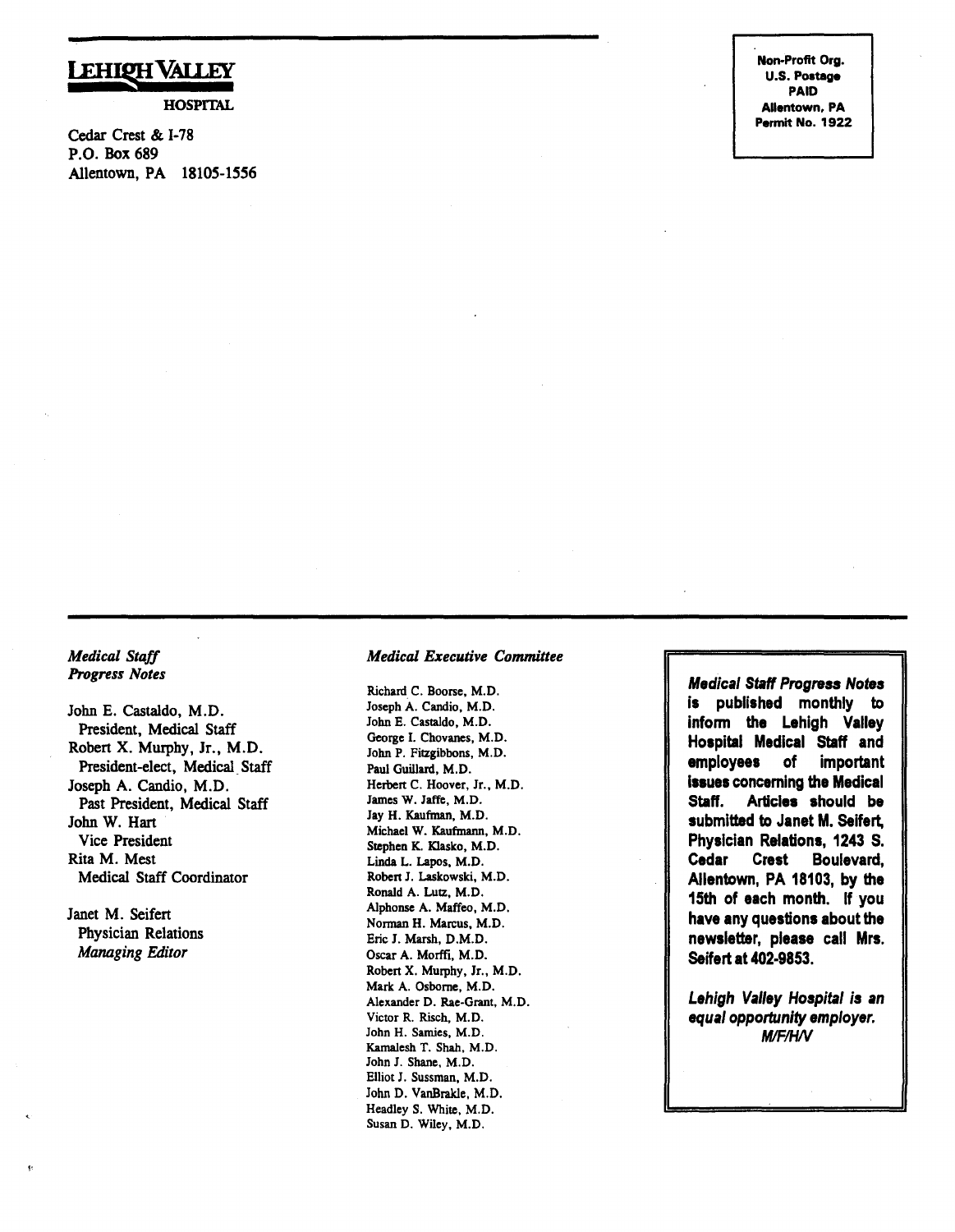**LEHIGH VALLEY**

**HOSPITAL**

Cedar Crest & I-78
P.O. Box 689
Allentown, PA 18105-1556

**Non-Profit Org.**
**U.S. Postage**
**PAID**
**Allentown, PA**
**Permit No. 1922**

*Medical Staff Progress Notes*

John E. Castaldo, M.D.
President, Medical Staff
Robert X. Murphy, Jr., M.D.
President-elect, Medical Staff
Joseph A. Candio, M.D.
Past President, Medical Staff
John W. Hart
Vice President
Rita M. Mest
Medical Staff Coordinator

Janet M. Seifert
Physician Relations
*Managing Editor*

*Medical Executive Committee*

Richard C. Boorse, M.D.
Joseph A. Candio, M.D.
John E. Castaldo, M.D.
George I. Chovanes, M.D.
John P. Fitzgibbons, M.D.
Paul Guillard, M.D.
Herbert C. Hoover, Jr., M.D.
James W. Jaffe, M.D.
Jay H. Kaufman, M.D.
Michael W. Kaufmann, M.D.
Stephen K. Klasko, M.D.
Linda L. Lapos, M.D.
Robert J. Laskowski, M.D.
Ronald A. Lutz, M.D.
Alphonse A. Maffeo, M.D.
Norman H. Marcus, M.D.
Eric J. Marsh, D.M.D.
Oscar A. Morffi, M.D.
Robert X. Murphy, Jr., M.D.
Mark A. Osborne, M.D.
Alexander D. Rae-Grant, M.D.
Victor R. Risch, M.D.
John H. Samies, M.D.
Kamalesh T. Shah, M.D.
John J. Shane, M.D.
Elliot J. Sussman, M.D.
John D. VanBrakle, M.D.
Headley S. White, M.D.
Susan D. Wiley, M.D.

***Medical Staff Progress Notes*** **is published monthly to inform the Lehigh Valley Hospital Medical Staff and employees of important issues concerning the Medical Staff. Articles should be submitted to Janet M. Seifert, Physician Relations, 1243 S. Cedar Crest Boulevard, Allentown, PA 18103, by the 15th of each month. If you have any questions about the newsletter, please call Mrs. Seifert at 402-9853.**

***Lehigh Valley Hospital is an equal opportunity employer. M/F/H/V***